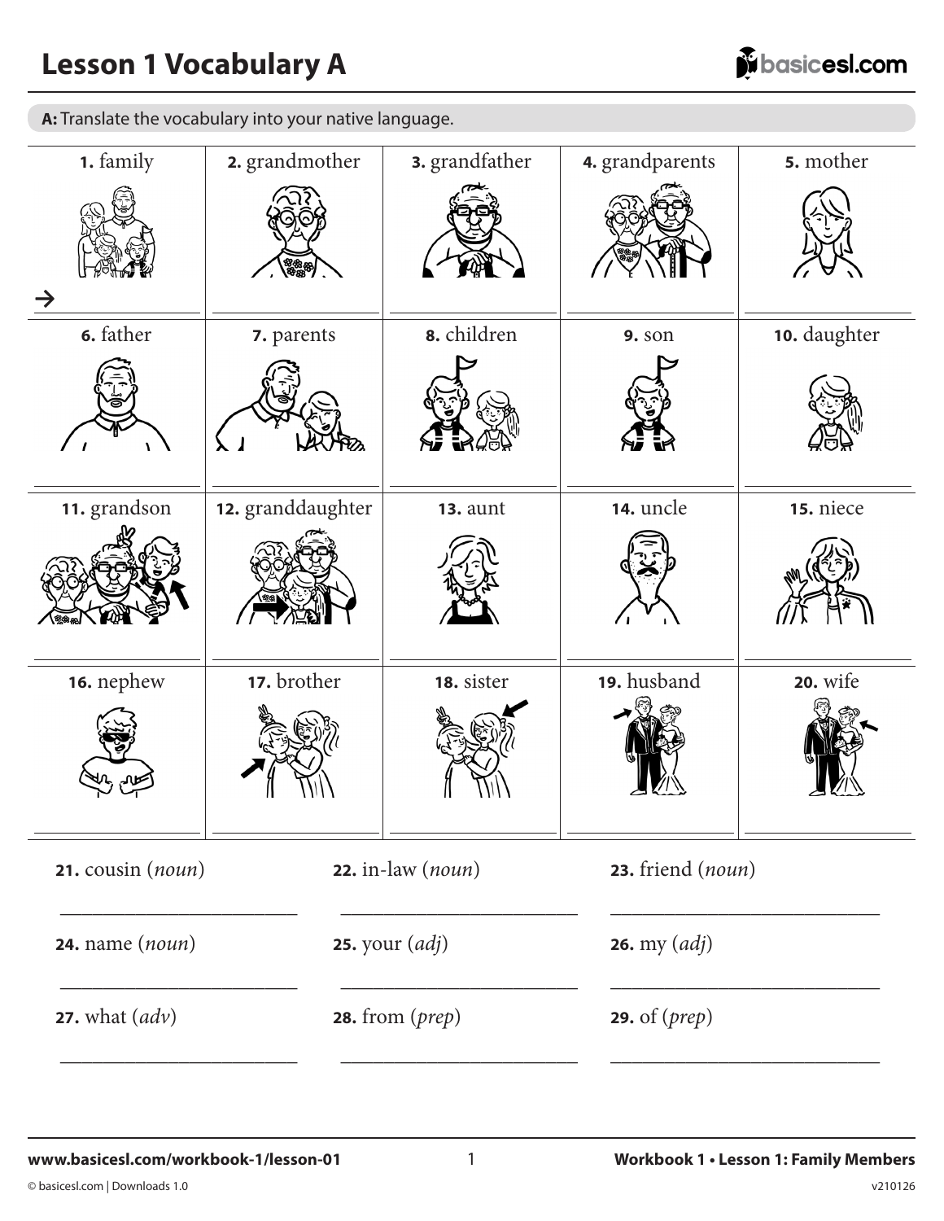# Lesson 1 Vocabulary A

**A:** Translate the vocabulary into your native language.

| | | | | |
|---|---|---|---|---|
| **1.** family | **2.** grandmother | **3.** grandfather | **4.** grandparents | **5.** mother |
| → ________ | ________ | ________ | ________ | ________ |
| **6.** father | **7.** parents | **8.** children | **9.** son | **10.** daughter |
| ________ | ________ | ________ | ________ | ________ |
| **11.** grandson | **12.** granddaughter | **13.** aunt | **14.** uncle | **15.** niece |
| ________ | ________ | ________ | ________ | ________ |
| **16.** nephew | **17.** brother | **18.** sister | **19.** husband | **20.** wife |
| ________ | ________ | ________ | ________ | ________ |

**21.** cousin (*noun*)

________________________

**22.** in-law (*noun*)

________________________

**23.** friend (*noun*)

________________________

**24.** name (*noun*)

________________________

**25.** your (*adj*)

________________________

**26.** my (*adj*)

________________________

**27.** what (*adv*)

________________________

**28.** from (*prep*)

________________________

**29.** of (*prep*)

________________________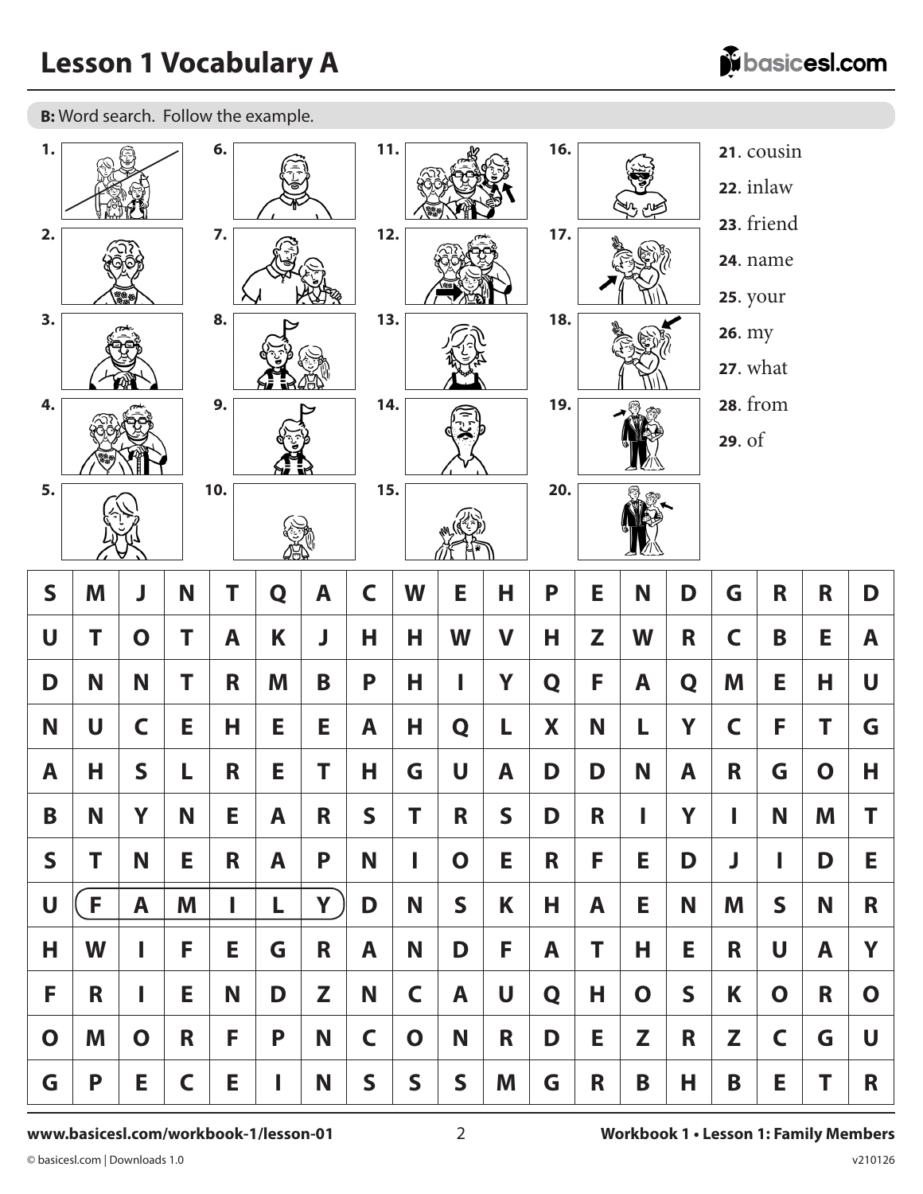# Lesson 1 Vocabulary A

**B:** Word search. Follow the example.

1.
2.
3.
4.
5.
6.
7.
8.
9.
10.
11.
12.
13.
14.
15.
16.
17.
18.
19.
20.

21. cousin
22. inlaw
23. friend
24. name
25. your
26. my
27. what
28. from
29. of

| | | | | | | | | | | | | | | | | | | |
|---|---|---|---|---|---|---|---|---|---|---|---|---|---|---|---|---|---|---|
| S | M | J | N | T | Q | A | C | W | E | H | P | E | N | D | G | R | R | D |
| U | T | O | T | A | K | J | H | H | W | V | H | Z | W | R | C | B | E | A |
| D | N | N | T | R | M | B | P | H | I | Y | Q | F | A | Q | M | E | H | U |
| N | U | C | E | H | E | E | A | H | Q | L | X | N | L | Y | C | F | T | G |
| A | H | S | L | R | E | T | H | G | U | A | D | D | N | A | R | G | O | H |
| B | N | Y | N | E | A | R | S | T | R | S | D | R | I | Y | I | N | M | T |
| S | T | N | E | R | A | P | N | I | O | E | R | F | E | D | J | I | D | E |
| U | F | A | M | I | L | Y | D | N | S | K | H | A | E | N | M | S | N | R |
| H | W | I | F | E | G | R | A | N | D | F | A | T | H | E | R | U | A | Y |
| F | R | I | E | N | D | Z | N | C | A | U | Q | H | O | S | K | O | R | O |
| O | M | O | R | F | P | N | C | O | N | R | D | E | Z | R | Z | C | G | U |
| G | P | E | C | E | I | N | S | S | S | M | G | R | B | H | B | E | T | R |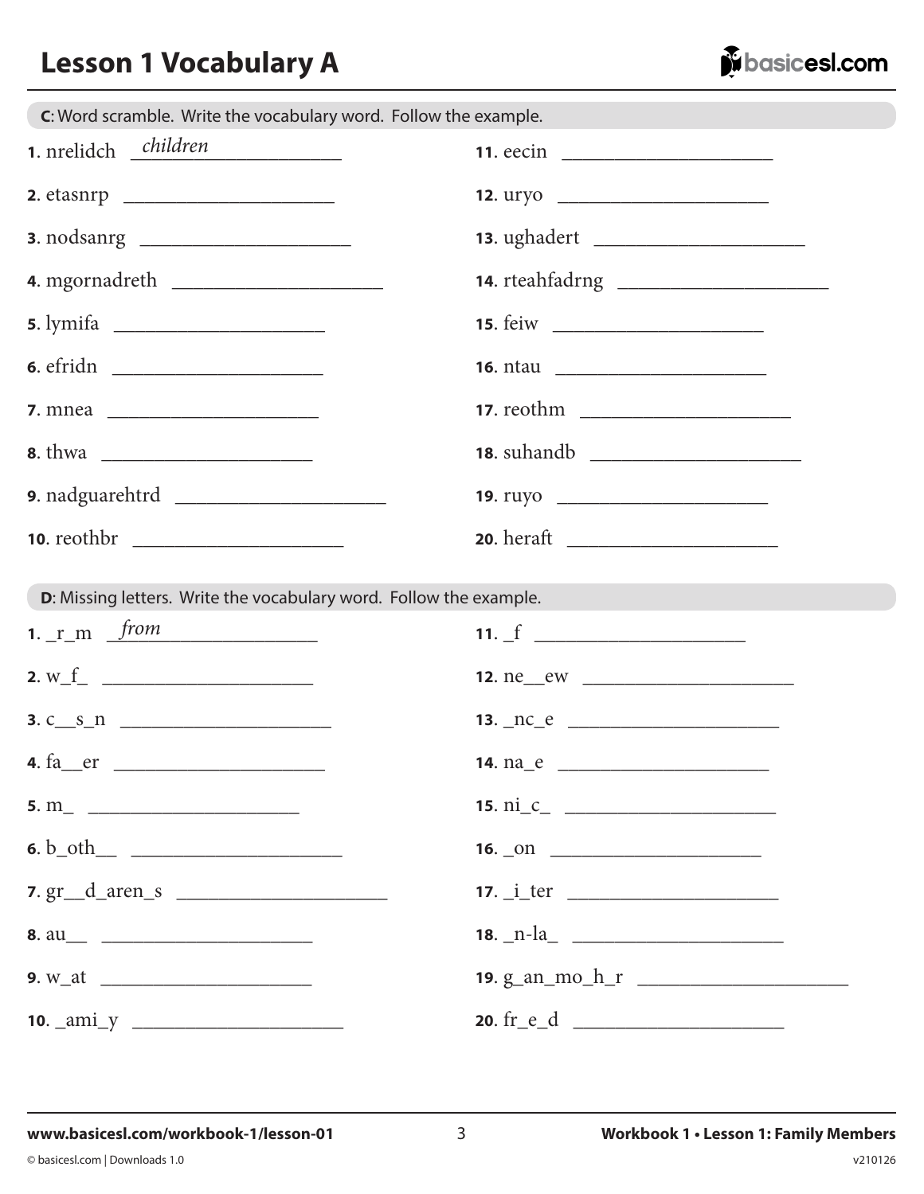# Lesson 1 Vocabulary A

**C**: Word scramble. Write the vocabulary word. Follow the example.

**1**. nrelidch *children*

**2**. etasnrp ____________________

**3**. nodsanrg ____________________

**4**. mgornadreth ____________________

**5**. lymifa ____________________

**6**. efridn ____________________

**7**. mnea ____________________

**8**. thwa ____________________

**9**. nadguarehtrd ____________________

**10**. reothbr ____________________

**11**. eecin ____________________

**12**. uryo ____________________

**13**. ughadert ____________________

**14**. rteahfadrng ____________________

**15**. feiw ____________________

**16**. ntau ____________________

**17**. reothm ____________________

**18**. suhandb ____________________

**19**. ruyo ____________________

**20**. heraft ____________________

**D**: Missing letters. Write the vocabulary word. Follow the example.

**1**. _r_m *from*

**2**. w_f_ ____________________

**3**. c__s_n ____________________

**4**. fa__er ____________________

**5**. m_ ____________________

**6**. b_oth__ ____________________

**7**. gr__d_aren_s ____________________

**8**. au__ ____________________

**9**. w_at ____________________

**10**. _ami_y ____________________

**11**. _f ____________________

**12**. ne__ew ____________________

**13**. _nc_e ____________________

**14**. na_e ____________________

**15**. ni_c_ ____________________

**16**. _on ____________________

**17**. _i_ter ____________________

**18**. _n-la_ ____________________

**19**. g_an_mo_h_r ____________________

**20**. fr_e_d ____________________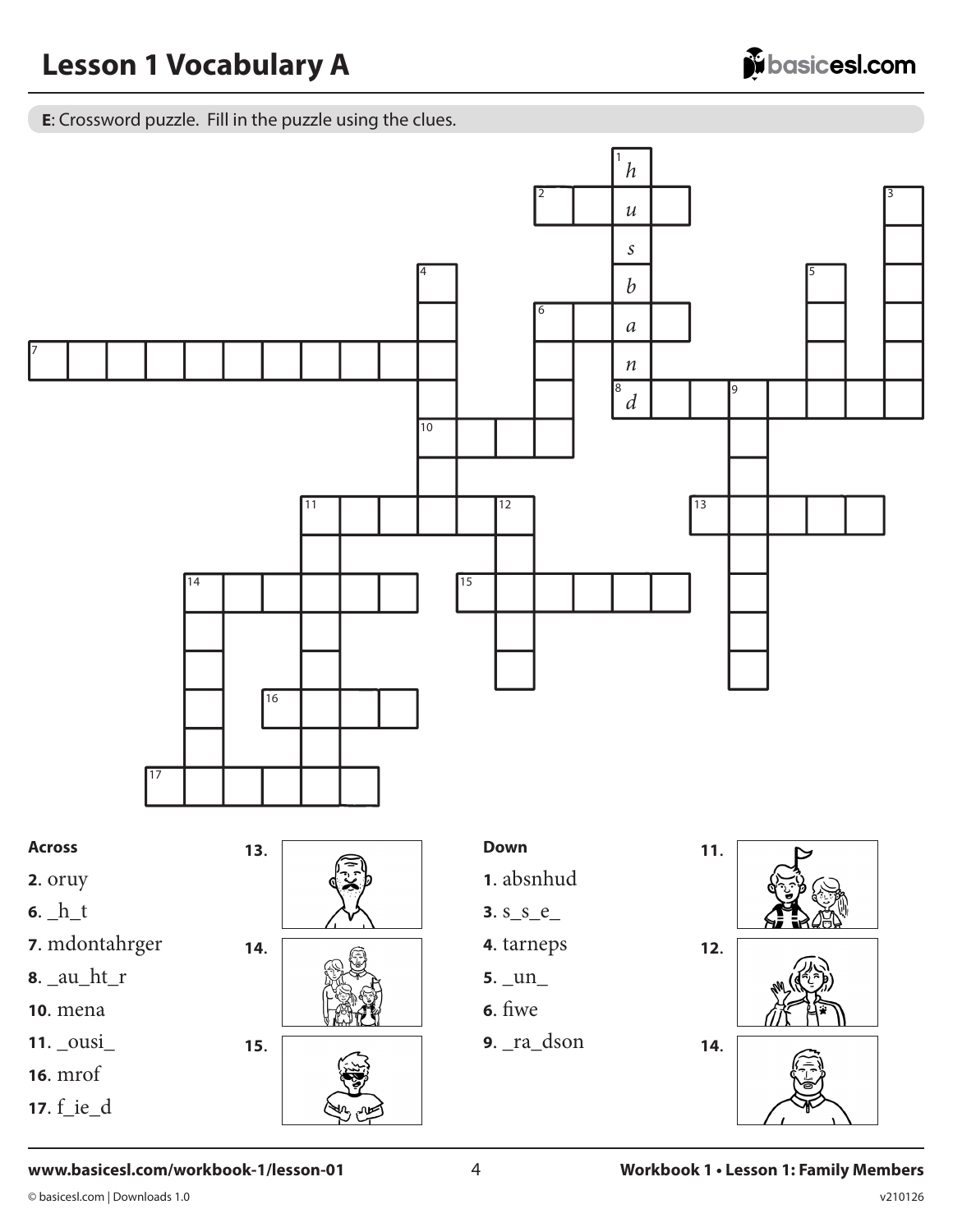# Lesson 1 Vocabulary A

**E**: Crossword puzzle. Fill in the puzzle using the clues.

1 Down (filled in): *husband*

**Across**

**2**. oruy

**6**. _h_t

**7**. mdontahrger

**8**. _au_ht_r

**10**. mena

**11**. _ousi_

**16**. mrof

**17**. f_ie_d

**13**. [picture]

**14**. [picture]

**15**. [picture]

**Down**

**1**. absnhud

**3**. s_s_e_

**4**. tarneps

**5**. _un_

**6**. fiwe

**9**. _ra_dson

**11**. [picture]

**12**. [picture]

**14**. [picture]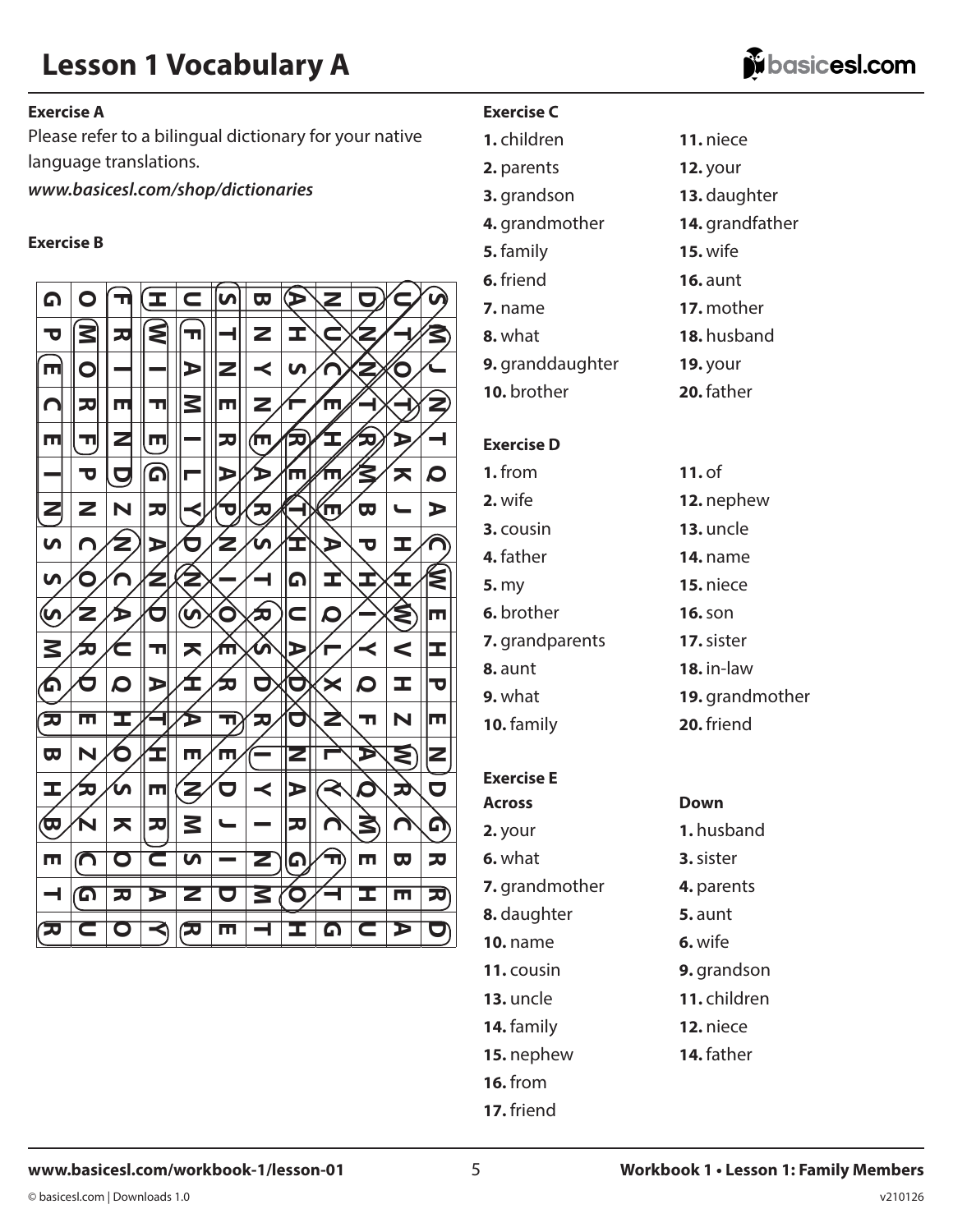# Lesson 1 Vocabulary A

**Exercise A**

Please refer to a bilingual dictionary for your native language translations.

***www.basicesl.com/shop/dictionaries***

**Exercise B**

| | | | | | | | | | | | |
|---|---|---|---|---|---|---|---|---|---|---|---|
| G | O | F | H | U | S | B | A | N | D | U | S |
| P | M | R | W | F | T | N | H | U | N | T | M |
| E | O | I | I | A | N | Y | S | C | N | O | J |
| C | R | E | F | M | E | N | L | E | T | T | N |
| E | F | N | E | I | R | E | R | H | R | A | T |
| I | P | D | G | L | A | A | E | E | M | K | Q |
| N | N | Z | R | Y | P | R | T | E | B | J | A |
| S | C | N | A | D | N | S | H | A | P | H | C |
| S | O | C | N | N | I | T | G | H | H | H | W |
| S | N | A | D | S | O | R | U | Q | I | W | E |
| M | R | U | F | K | E | S | A | L | Y | V | H |
| G | D | Q | A | H | R | D | D | X | Q | H | P |
| R | E | H | T | A | F | R | D | N | F | Z | E |
| B | Z | O | H | E | E | I | N | L | A | W | N |
| H | R | S | E | N | D | Y | A | Y | Q | R | D |
| B | N | K | R | M | J | I | R | C | M | C | G |
| E | C | O | U | S | I | N | G | F | E | B | R |
| T | G | R | A | N | D | M | O | T | H | E | R |
| R | U | O | Y | R | E | T | H | G | U | A | D |

**Exercise C**

**1.** children
**2.** parents
**3.** grandson
**4.** grandmother
**5.** family
**6.** friend
**7.** name
**8.** what
**9.** granddaughter
**10.** brother
**11.** niece
**12.** your
**13.** daughter
**14.** grandfather
**15.** wife
**16.** aunt
**17.** mother
**18.** husband
**19.** your
**20.** father

**Exercise D**

**1.** from
**2.** wife
**3.** cousin
**4.** father
**5.** my
**6.** brother
**7.** grandparents
**8.** aunt
**9.** what
**10.** family
**11.** of
**12.** nephew
**13.** uncle
**14.** name
**15.** niece
**16.** son
**17.** sister
**18.** in-law
**19.** grandmother
**20.** friend

**Exercise E**

**Across**

**2.** your
**6.** what
**7.** grandmother
**8.** daughter
**10.** name
**11.** cousin
**13.** uncle
**14.** family
**15.** nephew
**16.** from
**17.** friend

**Down**

**1.** husband
**3.** sister
**4.** parents
**5.** aunt
**6.** wife
**9.** grandson
**11.** children
**12.** niece
**14.** father